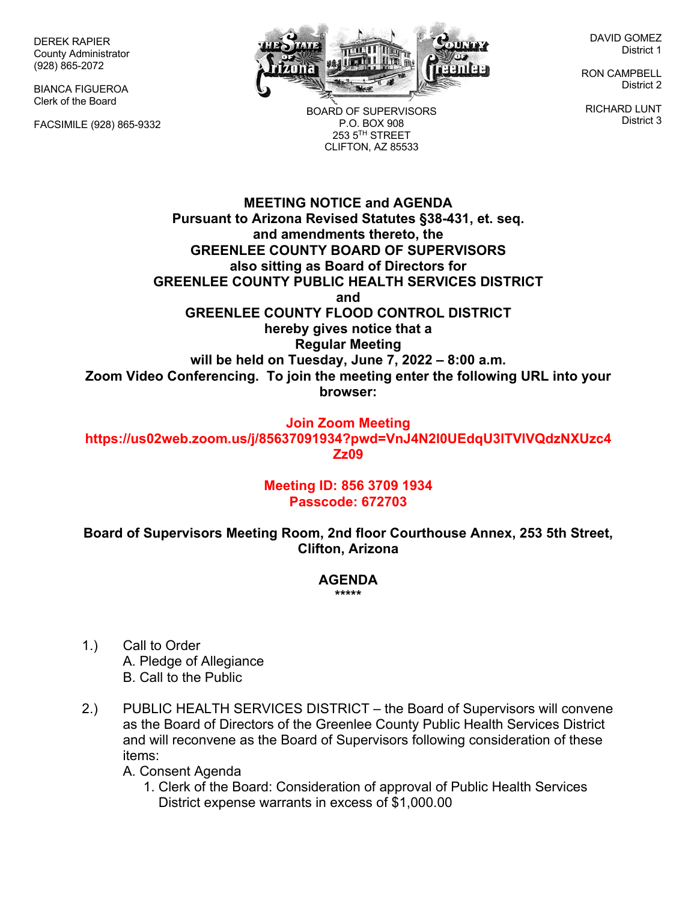DEREK RAPIER
County Administrator
(928) 865-2072

BIANCA FIGUEROA
Clerk of the Board

FACSIMILE (928) 865-9332

BOARD OF SUPERVISORS
P.O. BOX 908
253 5TH STREET
CLIFTON, AZ 85533

DAVID GOMEZ
District 1

RON CAMPBELL
District 2

RICHARD LUNT
District 3

**MEETING NOTICE and AGENDA**
**Pursuant to Arizona Revised Statutes §38-431, et. seq.**
**and amendments thereto, the**
**GREENLEE COUNTY BOARD OF SUPERVISORS**
**also sitting as Board of Directors for**
**GREENLEE COUNTY PUBLIC HEALTH SERVICES DISTRICT**
**and**
**GREENLEE COUNTY FLOOD CONTROL DISTRICT**
**hereby gives notice that a**
**Regular Meeting**
**will be held on Tuesday, June 7, 2022 – 8:00 a.m.**
**Zoom Video Conferencing. To join the meeting enter the following URL into your browser:**

**Join Zoom Meeting**
**https://us02web.zoom.us/j/85637091934?pwd=VnJ4N2I0UEdqU3lTVlVQdzNXUzc4Zz09**

**Meeting ID: 856 3709 1934**
**Passcode: 672703**

**Board of Supervisors Meeting Room, 2nd floor Courthouse Annex, 253 5th Street, Clifton, Arizona**

## AGENDA

*****

1.) Call to Order
   A. Pledge of Allegiance
   B. Call to the Public

2.) PUBLIC HEALTH SERVICES DISTRICT – the Board of Supervisors will convene as the Board of Directors of the Greenlee County Public Health Services District and will reconvene as the Board of Supervisors following consideration of these items:
   A. Consent Agenda
      1. Clerk of the Board: Consideration of approval of Public Health Services District expense warrants in excess of $1,000.00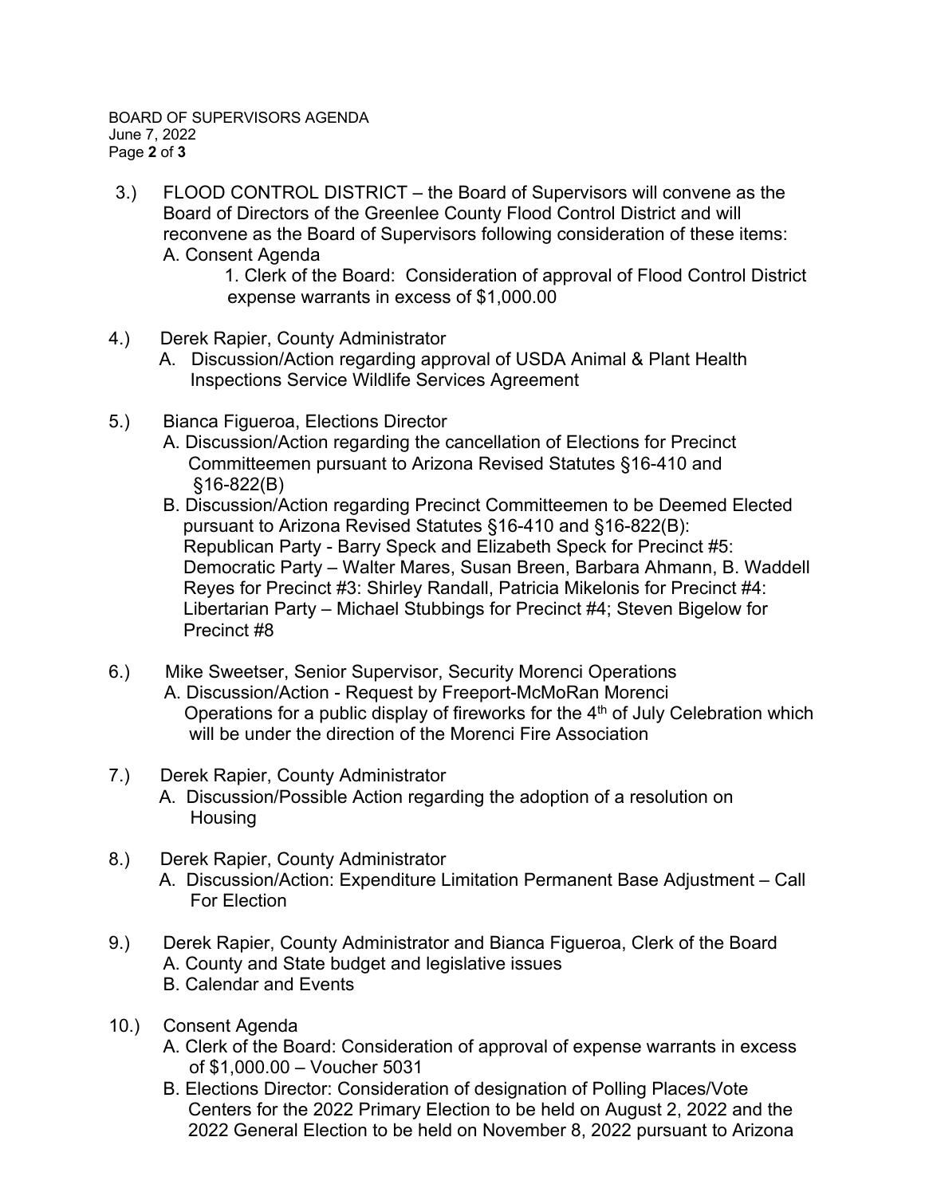3.) FLOOD CONTROL DISTRICT – the Board of Supervisors will convene as the Board of Directors of the Greenlee County Flood Control District and will reconvene as the Board of Supervisors following consideration of these items:

   A. Consent Agenda

      1. Clerk of the Board: Consideration of approval of Flood Control District expense warrants in excess of $1,000.00

4.) Derek Rapier, County Administrator

   A. Discussion/Action regarding approval of USDA Animal & Plant Health Inspections Service Wildlife Services Agreement

5.) Bianca Figueroa, Elections Director

   A. Discussion/Action regarding the cancellation of Elections for Precinct Committeemen pursuant to Arizona Revised Statutes §16-410 and §16-822(B)

   B. Discussion/Action regarding Precinct Committeemen to be Deemed Elected pursuant to Arizona Revised Statutes §16-410 and §16-822(B): Republican Party - Barry Speck and Elizabeth Speck for Precinct #5: Democratic Party – Walter Mares, Susan Breen, Barbara Ahmann, B. Waddell Reyes for Precinct #3: Shirley Randall, Patricia Mikelonis for Precinct #4: Libertarian Party – Michael Stubbings for Precinct #4; Steven Bigelow for Precinct #8

6.) Mike Sweetser, Senior Supervisor, Security Morenci Operations

   A. Discussion/Action - Request by Freeport-McMoRan Morenci Operations for a public display of fireworks for the 4th of July Celebration which will be under the direction of the Morenci Fire Association

7.) Derek Rapier, County Administrator

   A. Discussion/Possible Action regarding the adoption of a resolution on Housing

8.) Derek Rapier, County Administrator

   A. Discussion/Action: Expenditure Limitation Permanent Base Adjustment – Call For Election

9.) Derek Rapier, County Administrator and Bianca Figueroa, Clerk of the Board

   A. County and State budget and legislative issues

   B. Calendar and Events

10.) Consent Agenda

   A. Clerk of the Board: Consideration of approval of expense warrants in excess of $1,000.00 – Voucher 5031

   B. Elections Director: Consideration of designation of Polling Places/Vote Centers for the 2022 Primary Election to be held on August 2, 2022 and the 2022 General Election to be held on November 8, 2022 pursuant to Arizona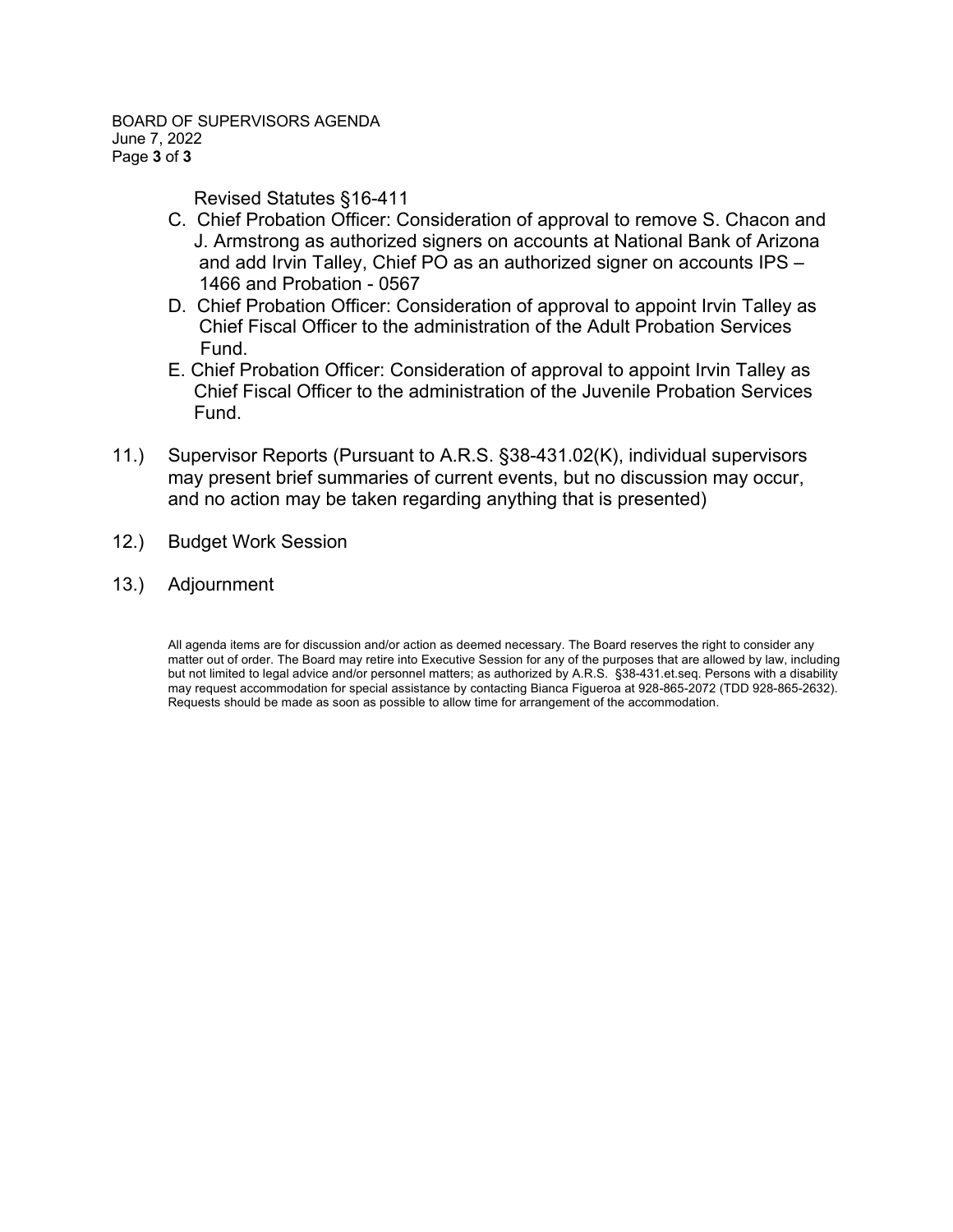Revised Statutes §16-411

C. Chief Probation Officer: Consideration of approval to remove S. Chacon and J. Armstrong as authorized signers on accounts at National Bank of Arizona and add Irvin Talley, Chief PO as an authorized signer on accounts IPS – 1466 and Probation - 0567

D. Chief Probation Officer: Consideration of approval to appoint Irvin Talley as Chief Fiscal Officer to the administration of the Adult Probation Services Fund.

E. Chief Probation Officer: Consideration of approval to appoint Irvin Talley as Chief Fiscal Officer to the administration of the Juvenile Probation Services Fund.

11.) Supervisor Reports (Pursuant to A.R.S. §38-431.02(K), individual supervisors may present brief summaries of current events, but no discussion may occur, and no action may be taken regarding anything that is presented)

12.) Budget Work Session

13.) Adjournment

All agenda items are for discussion and/or action as deemed necessary. The Board reserves the right to consider any matter out of order. The Board may retire into Executive Session for any of the purposes that are allowed by law, including but not limited to legal advice and/or personnel matters; as authorized by A.R.S. §38-431.et.seq. Persons with a disability may request accommodation for special assistance by contacting Bianca Figueroa at 928-865-2072 (TDD 928-865-2632). Requests should be made as soon as possible to allow time for arrangement of the accommodation.